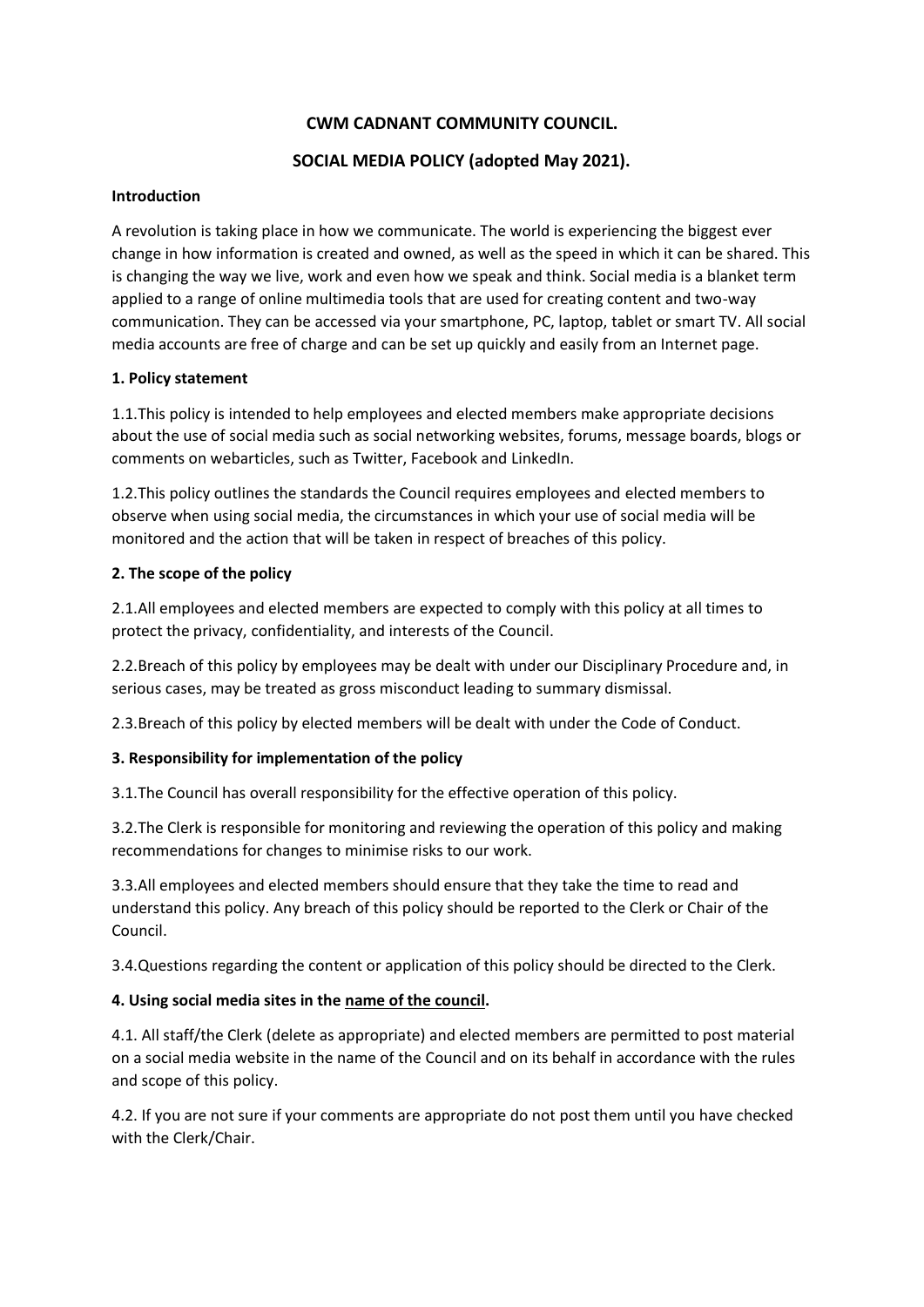**CWM CADNANT COMMUNITY COUNCIL.**

**SOCIAL MEDIA POLICY (adopted May 2021).**

**Introduction**

A revolution is taking place in how we communicate. The world is experiencing the biggest ever change in how information is created and owned, as well as the speed in which it can be shared. This is changing the way we live, work and even how we speak and think. Social media is a blanket term applied to a range of online multimedia tools that are used for creating content and two-way communication. They can be accessed via your smartphone, PC, laptop, tablet or smart TV. All social media accounts are free of charge and can be set up quickly and easily from an Internet page.

**1. Policy statement**

1.1.This policy is intended to help employees and elected members make appropriate decisions about the use of social media such as social networking websites, forums, message boards, blogs or comments on webarticles, such as Twitter, Facebook and LinkedIn.

1.2.This policy outlines the standards the Council requires employees and elected members to observe when using social media, the circumstances in which your use of social media will be monitored and the action that will be taken in respect of breaches of this policy.

**2. The scope of the policy**

2.1.All employees and elected members are expected to comply with this policy at all times to protect the privacy, confidentiality, and interests of the Council.

2.2.Breach of this policy by employees may be dealt with under our Disciplinary Procedure and, in serious cases, may be treated as gross misconduct leading to summary dismissal.

2.3.Breach of this policy by elected members will be dealt with under the Code of Conduct.

**3. Responsibility for implementation of the policy**

3.1.The Council has overall responsibility for the effective operation of this policy.

3.2.The Clerk is responsible for monitoring and reviewing the operation of this policy and making recommendations for changes to minimise risks to our work.

3.3.All employees and elected members should ensure that they take the time to read and understand this policy. Any breach of this policy should be reported to the Clerk or Chair of the Council.

3.4.Questions regarding the content or application of this policy should be directed to the Clerk.

**4. Using social media sites in the name of the council.**

4.1. All staff/the Clerk (delete as appropriate) and elected members are permitted to post material on a social media website in the name of the Council and on its behalf in accordance with the rules and scope of this policy.

4.2. If you are not sure if your comments are appropriate do not post them until you have checked with the Clerk/Chair.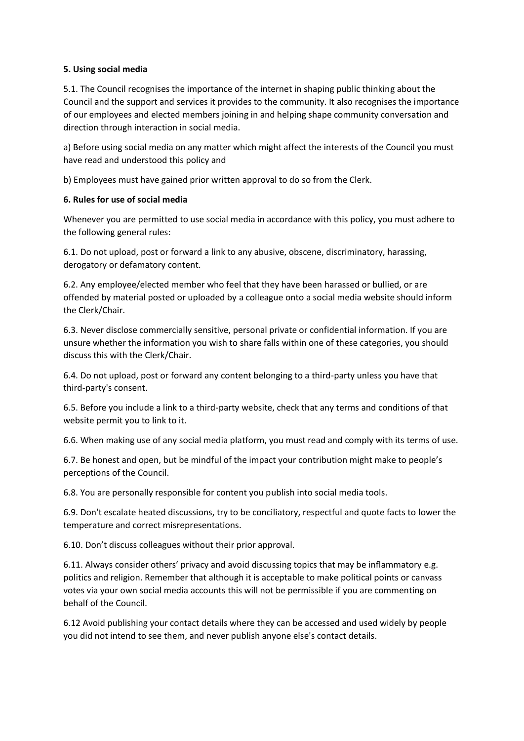**5. Using social media**

5.1. The Council recognises the importance of the internet in shaping public thinking about the Council and the support and services it provides to the community. It also recognises the importance of our employees and elected members joining in and helping shape community conversation and direction through interaction in social media.

a) Before using social media on any matter which might affect the interests of the Council you must have read and understood this policy and

b) Employees must have gained prior written approval to do so from the Clerk.

**6. Rules for use of social media**

Whenever you are permitted to use social media in accordance with this policy, you must adhere to the following general rules:

6.1. Do not upload, post or forward a link to any abusive, obscene, discriminatory, harassing, derogatory or defamatory content.

6.2. Any employee/elected member who feel that they have been harassed or bullied, or are offended by material posted or uploaded by a colleague onto a social media website should inform the Clerk/Chair.

6.3. Never disclose commercially sensitive, personal private or confidential information. If you are unsure whether the information you wish to share falls within one of these categories, you should discuss this with the Clerk/Chair.

6.4. Do not upload, post or forward any content belonging to a third-party unless you have that third-party's consent.

6.5. Before you include a link to a third-party website, check that any terms and conditions of that website permit you to link to it.

6.6. When making use of any social media platform, you must read and comply with its terms of use.

6.7. Be honest and open, but be mindful of the impact your contribution might make to people's perceptions of the Council.

6.8. You are personally responsible for content you publish into social media tools.

6.9. Don't escalate heated discussions, try to be conciliatory, respectful and quote facts to lower the temperature and correct misrepresentations.

6.10. Don't discuss colleagues without their prior approval.

6.11. Always consider others' privacy and avoid discussing topics that may be inflammatory e.g. politics and religion. Remember that although it is acceptable to make political points or canvass votes via your own social media accounts this will not be permissible if you are commenting on behalf of the Council.

6.12 Avoid publishing your contact details where they can be accessed and used widely by people you did not intend to see them, and never publish anyone else's contact details.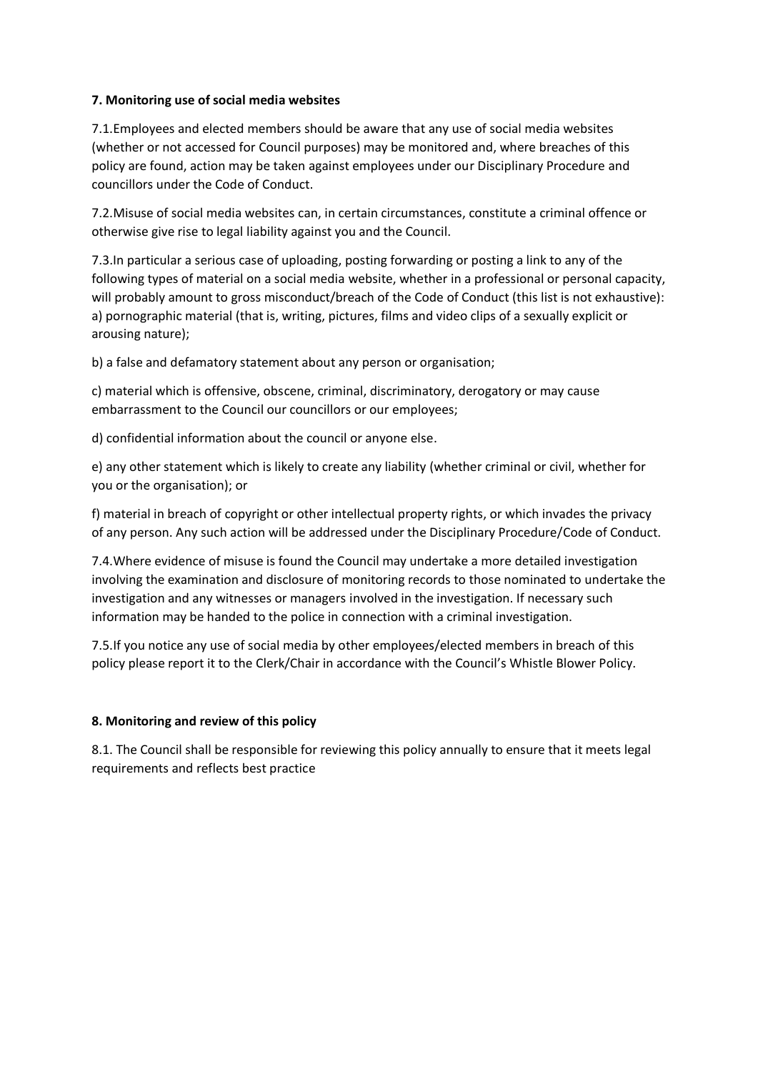**7. Monitoring use of social media websites**

7.1.Employees and elected members should be aware that any use of social media websites (whether or not accessed for Council purposes) may be monitored and, where breaches of this policy are found, action may be taken against employees under our Disciplinary Procedure and councillors under the Code of Conduct.

7.2.Misuse of social media websites can, in certain circumstances, constitute a criminal offence or otherwise give rise to legal liability against you and the Council.

7.3.In particular a serious case of uploading, posting forwarding or posting a link to any of the following types of material on a social media website, whether in a professional or personal capacity, will probably amount to gross misconduct/breach of the Code of Conduct (this list is not exhaustive):
a) pornographic material (that is, writing, pictures, films and video clips of a sexually explicit or arousing nature);

b) a false and defamatory statement about any person or organisation;

c) material which is offensive, obscene, criminal, discriminatory, derogatory or may cause embarrassment to the Council our councillors or our employees;

d) confidential information about the council or anyone else.

e) any other statement which is likely to create any liability (whether criminal or civil, whether for you or the organisation); or

f) material in breach of copyright or other intellectual property rights, or which invades the privacy of any person. Any such action will be addressed under the Disciplinary Procedure/Code of Conduct.

7.4.Where evidence of misuse is found the Council may undertake a more detailed investigation involving the examination and disclosure of monitoring records to those nominated to undertake the investigation and any witnesses or managers involved in the investigation. If necessary such information may be handed to the police in connection with a criminal investigation.

7.5.If you notice any use of social media by other employees/elected members in breach of this policy please report it to the Clerk/Chair in accordance with the Council's Whistle Blower Policy.

**8. Monitoring and review of this policy**

8.1. The Council shall be responsible for reviewing this policy annually to ensure that it meets legal requirements and reflects best practice